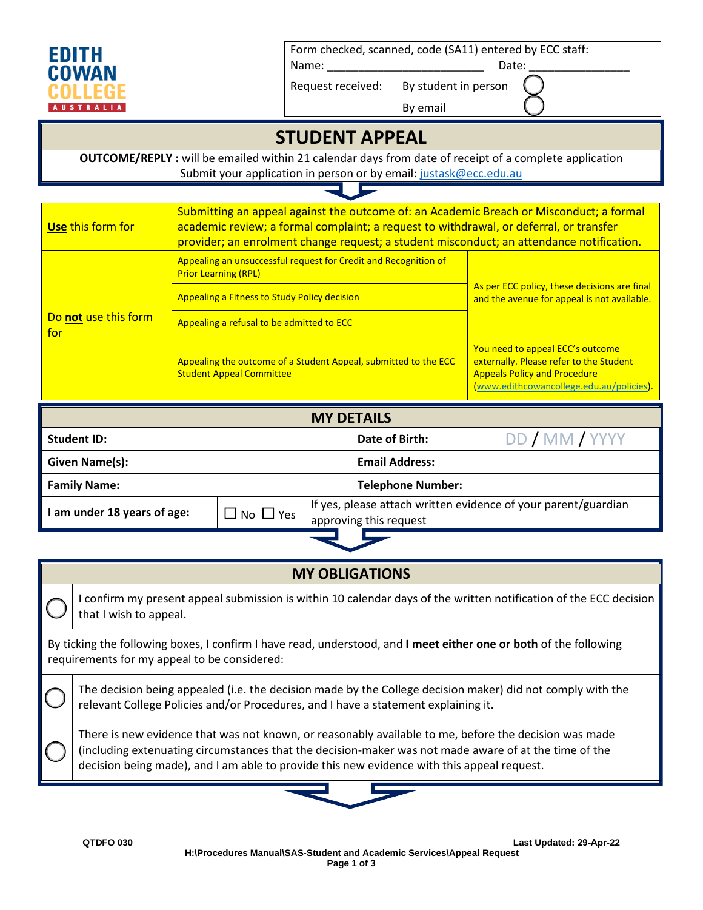EDITH COWAN COLLEGE AUSTRALIA

| Form checked, scanned, code (SA11) entered by ECC staff: | |
|---|---|
| Name: ________________________ | Date: _______________ |
| Request received: By student in person | ◯ |
| By email | ◯ |

# STUDENT APPEAL

**OUTCOME/REPLY :** will be emailed within 21 calendar days from date of receipt of a complete application

Submit your application in person or by email: justask@ecc.edu.au

| **Use** this form for | Submitting an appeal against the outcome of: an Academic Breach or Misconduct; a formal academic review; a formal complaint; a request to withdrawal, or deferral, or transfer provider; an enrolment change request; a student misconduct; an attendance notification. | |
|---|---|---|
| Do **not** use this form for | Appealing an unsuccessful request for Credit and Recognition of Prior Learning (RPL) | As per ECC policy, these decisions are final and the avenue for appeal is not available. |
| | Appealing a Fitness to Study Policy decision | |
| | Appealing a refusal to be admitted to ECC | |
| | Appealing the outcome of a Student Appeal, submitted to the ECC Student Appeal Committee | You need to appeal ECC's outcome externally. Please refer to the Student Appeals Policy and Procedure (www.edithcowancollege.edu.au/policies). |

## MY DETAILS

| **Student ID:** | | **Date of Birth:** | DD / MM / YYYY |
|---|---|---|---|
| **Given Name(s):** | | **Email Address:** | |
| **Family Name:** | | **Telephone Number:** | |
| **I am under 18 years of age:** | ☐ No ☐ Yes | If yes, please attach written evidence of your parent/guardian approving this request | |

## MY OBLIGATIONS

◯ I confirm my present appeal submission is within 10 calendar days of the written notification of the ECC decision that I wish to appeal.

By ticking the following boxes, I confirm I have read, understood, and **I meet either one or both** of the following requirements for my appeal to be considered:

◯ The decision being appealed (i.e. the decision made by the College decision maker) did not comply with the relevant College Policies and/or Procedures, and I have a statement explaining it.

◯ There is new evidence that was not known, or reasonably available to me, before the decision was made (including extenuating circumstances that the decision-maker was not made aware of at the time of the decision being made), and I am able to provide this new evidence with this appeal request.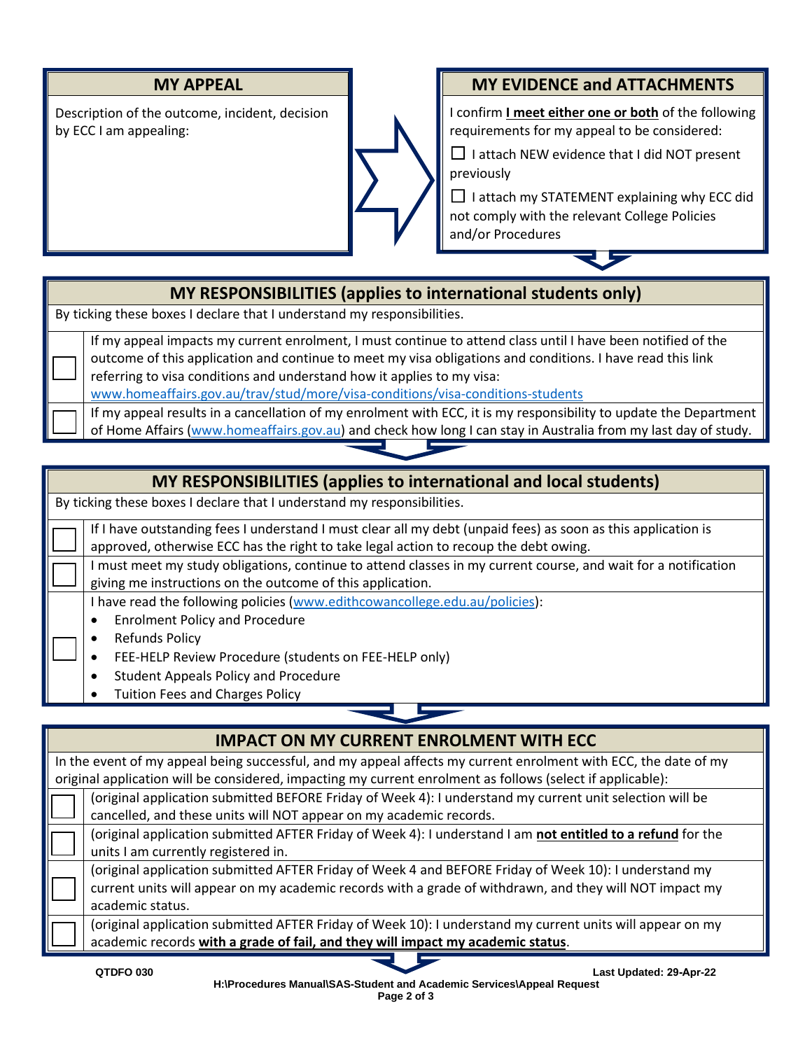## MY APPEAL

Description of the outcome, incident, decision by ECC I am appealing:

## MY EVIDENCE and ATTACHMENTS

I confirm **I meet either one or both** of the following requirements for my appeal to be considered:

- ☐ I attach NEW evidence that I did NOT present previously
- ☐ I attach my STATEMENT explaining why ECC did not comply with the relevant College Policies and/or Procedures

## MY RESPONSIBILITIES (applies to international students only)

By ticking these boxes I declare that I understand my responsibilities.

| | |
|---|---|
| ☐ | If my appeal impacts my current enrolment, I must continue to attend class until I have been notified of the outcome of this application and continue to meet my visa obligations and conditions. I have read this link referring to visa conditions and understand how it applies to my visa: www.homeaffairs.gov.au/trav/stud/more/visa-conditions/visa-conditions-students |
| ☐ | If my appeal results in a cancellation of my enrolment with ECC, it is my responsibility to update the Department of Home Affairs (www.homeaffairs.gov.au) and check how long I can stay in Australia from my last day of study. |

## MY RESPONSIBILITIES (applies to international and local students)

By ticking these boxes I declare that I understand my responsibilities.

| | |
|---|---|
| ☐ | If I have outstanding fees I understand I must clear all my debt (unpaid fees) as soon as this application is approved, otherwise ECC has the right to take legal action to recoup the debt owing. |
| ☐ | I must meet my study obligations, continue to attend classes in my current course, and wait for a notification giving me instructions on the outcome of this application. |
| ☐ | I have read the following policies (www.edithcowancollege.edu.au/policies): <br>• Enrolment Policy and Procedure <br>• Refunds Policy <br>• FEE-HELP Review Procedure (students on FEE-HELP only) <br>• Student Appeals Policy and Procedure <br>• Tuition Fees and Charges Policy |

## IMPACT ON MY CURRENT ENROLMENT WITH ECC

In the event of my appeal being successful, and my appeal affects my current enrolment with ECC, the date of my original application will be considered, impacting my current enrolment as follows (select if applicable):

| | |
|---|---|
| ☐ | (original application submitted BEFORE Friday of Week 4): I understand my current unit selection will be cancelled, and these units will NOT appear on my academic records. |
| ☐ | (original application submitted AFTER Friday of Week 4): I understand I am **not entitled to a refund** for the units I am currently registered in. |
| ☐ | (original application submitted AFTER Friday of Week 4 and BEFORE Friday of Week 10): I understand my current units will appear on my academic records with a grade of withdrawn, and they will NOT impact my academic status. |
| ☐ | (original application submitted AFTER Friday of Week 10): I understand my current units will appear on my academic records **with a grade of fail, and they will impact my academic status**. |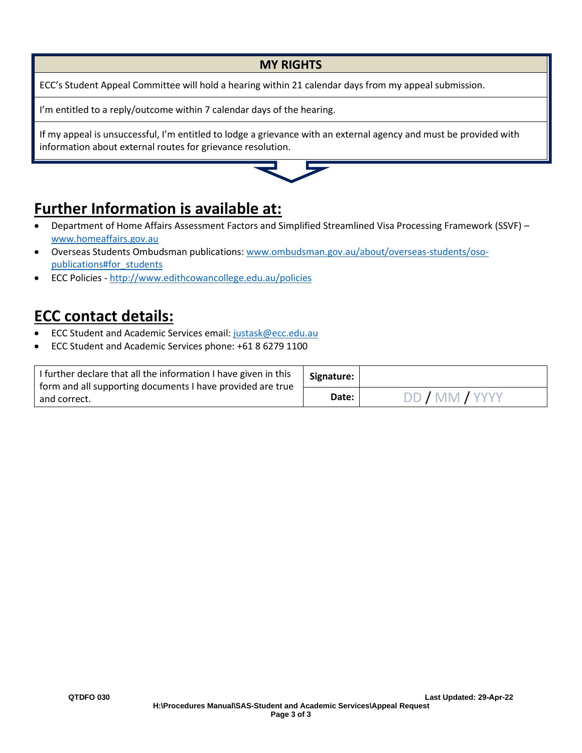| MY RIGHTS |
| --- |
| ECC's Student Appeal Committee will hold a hearing within 21 calendar days from my appeal submission. |
| I'm entitled to a reply/outcome within 7 calendar days of the hearing. |
| If my appeal is unsuccessful, I'm entitled to lodge a grievance with an external agency and must be provided with information about external routes for grievance resolution. |

## Further Information is available at:

- Department of Home Affairs Assessment Factors and Simplified Streamlined Visa Processing Framework (SSVF) – www.homeaffairs.gov.au
- Overseas Students Ombudsman publications: www.ombudsman.gov.au/about/overseas-students/oso-publications#for_students
- ECC Policies - http://www.edithcowancollege.edu.au/policies

## ECC contact details:

- ECC Student and Academic Services email: justask@ecc.edu.au
- ECC Student and Academic Services phone: +61 8 6279 1100

| | | |
| --- | --- | --- |
| I further declare that all the information I have given in this form and all supporting documents I have provided are true and correct. | **Signature:** | |
| | **Date:** | DD / MM / YYYY |